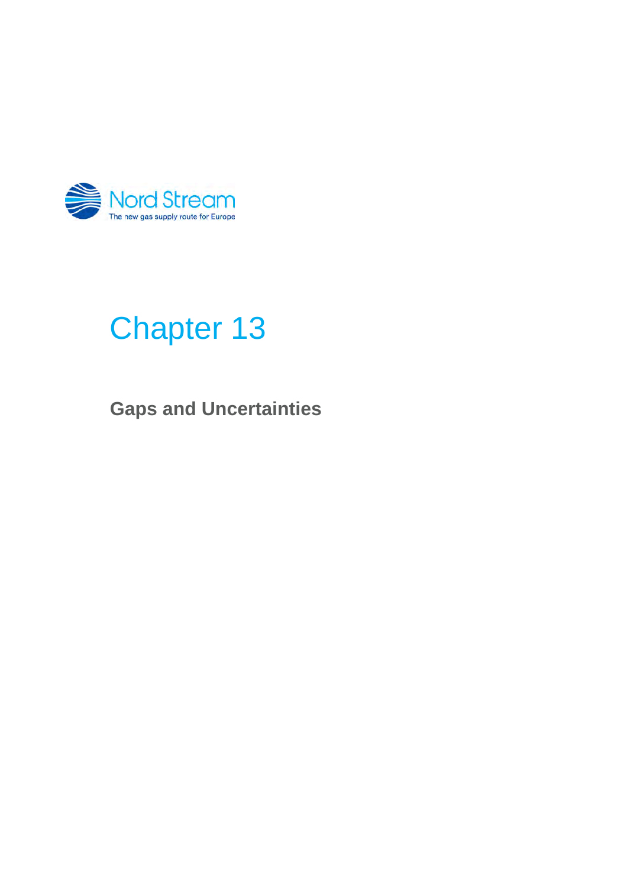Nord Stream

The new gas supply route for Europe

# Chapter 13

## Gaps and Uncertainties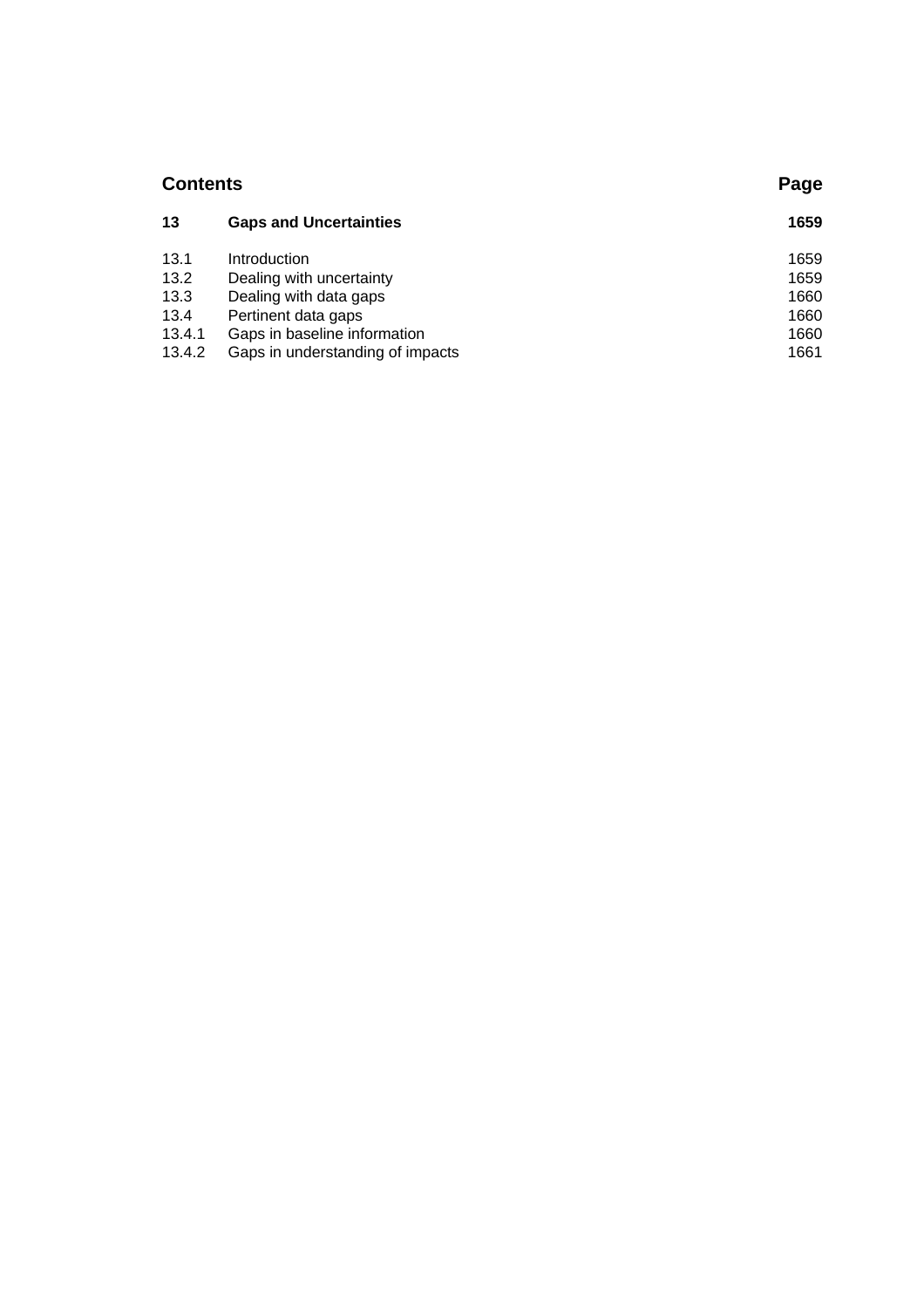| Contents | | Page |
|---|---|---|
| **13** | **Gaps and Uncertainties** | **1659** |
| 13.1 | Introduction | 1659 |
| 13.2 | Dealing with uncertainty | 1659 |
| 13.3 | Dealing with data gaps | 1660 |
| 13.4 | Pertinent data gaps | 1660 |
| 13.4.1 | Gaps in baseline information | 1660 |
| 13.4.2 | Gaps in understanding of impacts | 1661 |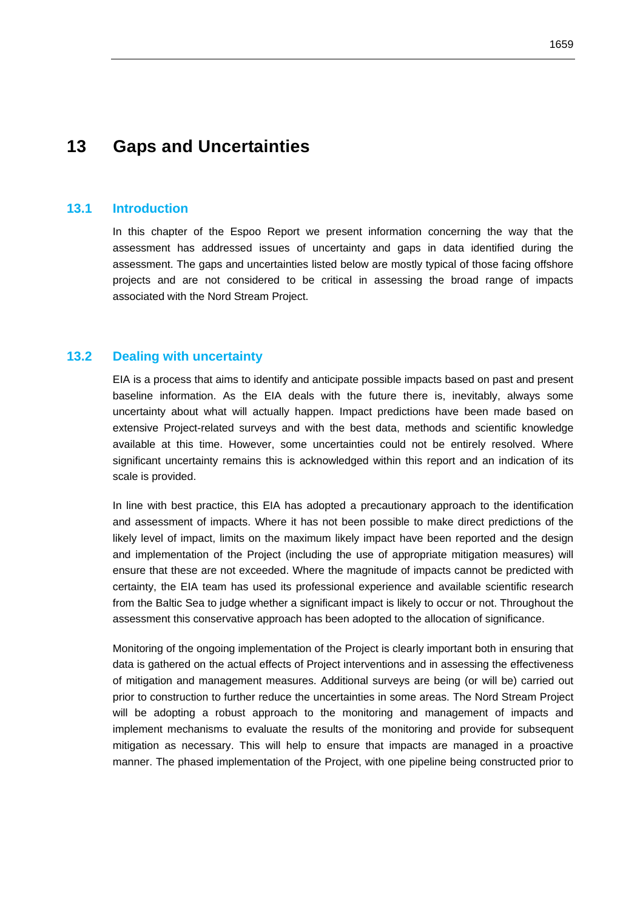# 13 Gaps and Uncertainties

## 13.1 Introduction

In this chapter of the Espoo Report we present information concerning the way that the assessment has addressed issues of uncertainty and gaps in data identified during the assessment. The gaps and uncertainties listed below are mostly typical of those facing offshore projects and are not considered to be critical in assessing the broad range of impacts associated with the Nord Stream Project.

## 13.2 Dealing with uncertainty

EIA is a process that aims to identify and anticipate possible impacts based on past and present baseline information. As the EIA deals with the future there is, inevitably, always some uncertainty about what will actually happen. Impact predictions have been made based on extensive Project-related surveys and with the best data, methods and scientific knowledge available at this time. However, some uncertainties could not be entirely resolved. Where significant uncertainty remains this is acknowledged within this report and an indication of its scale is provided.

In line with best practice, this EIA has adopted a precautionary approach to the identification and assessment of impacts. Where it has not been possible to make direct predictions of the likely level of impact, limits on the maximum likely impact have been reported and the design and implementation of the Project (including the use of appropriate mitigation measures) will ensure that these are not exceeded. Where the magnitude of impacts cannot be predicted with certainty, the EIA team has used its professional experience and available scientific research from the Baltic Sea to judge whether a significant impact is likely to occur or not. Throughout the assessment this conservative approach has been adopted to the allocation of significance.

Monitoring of the ongoing implementation of the Project is clearly important both in ensuring that data is gathered on the actual effects of Project interventions and in assessing the effectiveness of mitigation and management measures. Additional surveys are being (or will be) carried out prior to construction to further reduce the uncertainties in some areas. The Nord Stream Project will be adopting a robust approach to the monitoring and management of impacts and implement mechanisms to evaluate the results of the monitoring and provide for subsequent mitigation as necessary. This will help to ensure that impacts are managed in a proactive manner. The phased implementation of the Project, with one pipeline being constructed prior to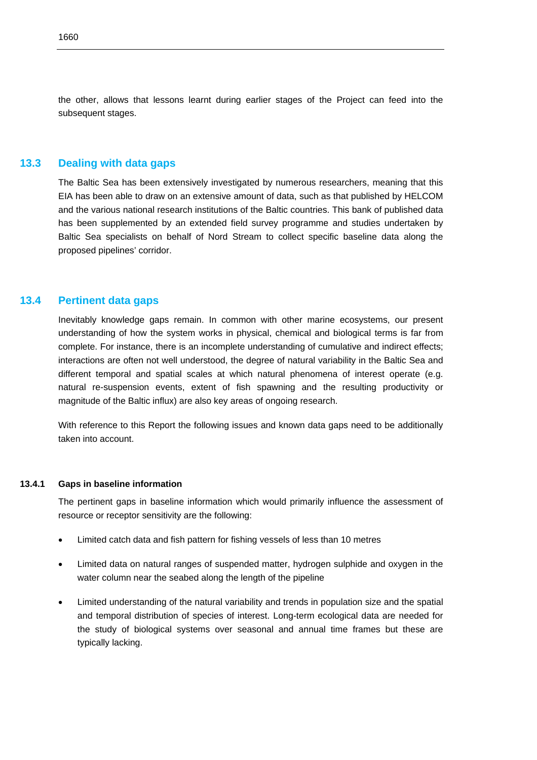the other, allows that lessons learnt during earlier stages of the Project can feed into the subsequent stages.

## 13.3 Dealing with data gaps

The Baltic Sea has been extensively investigated by numerous researchers, meaning that this EIA has been able to draw on an extensive amount of data, such as that published by HELCOM and the various national research institutions of the Baltic countries. This bank of published data has been supplemented by an extended field survey programme and studies undertaken by Baltic Sea specialists on behalf of Nord Stream to collect specific baseline data along the proposed pipelines' corridor.

## 13.4 Pertinent data gaps

Inevitably knowledge gaps remain. In common with other marine ecosystems, our present understanding of how the system works in physical, chemical and biological terms is far from complete. For instance, there is an incomplete understanding of cumulative and indirect effects; interactions are often not well understood, the degree of natural variability in the Baltic Sea and different temporal and spatial scales at which natural phenomena of interest operate (e.g. natural re-suspension events, extent of fish spawning and the resulting productivity or magnitude of the Baltic influx) are also key areas of ongoing research.

With reference to this Report the following issues and known data gaps need to be additionally taken into account.

### 13.4.1 Gaps in baseline information

The pertinent gaps in baseline information which would primarily influence the assessment of resource or receptor sensitivity are the following:

- Limited catch data and fish pattern for fishing vessels of less than 10 metres
- Limited data on natural ranges of suspended matter, hydrogen sulphide and oxygen in the water column near the seabed along the length of the pipeline
- Limited understanding of the natural variability and trends in population size and the spatial and temporal distribution of species of interest. Long-term ecological data are needed for the study of biological systems over seasonal and annual time frames but these are typically lacking.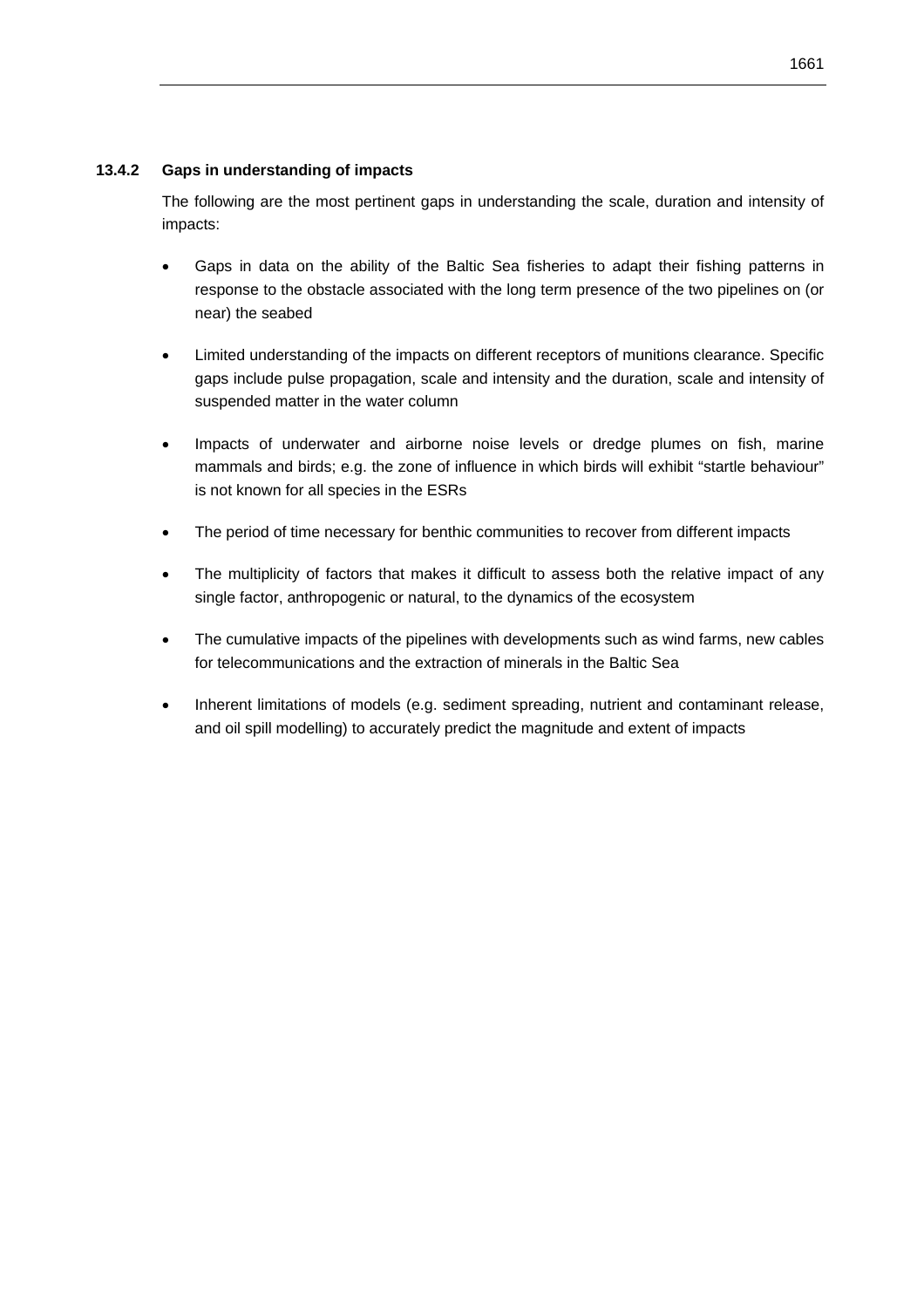### 13.4.2 Gaps in understanding of impacts

The following are the most pertinent gaps in understanding the scale, duration and intensity of impacts:

- Gaps in data on the ability of the Baltic Sea fisheries to adapt their fishing patterns in response to the obstacle associated with the long term presence of the two pipelines on (or near) the seabed
- Limited understanding of the impacts on different receptors of munitions clearance. Specific gaps include pulse propagation, scale and intensity and the duration, scale and intensity of suspended matter in the water column
- Impacts of underwater and airborne noise levels or dredge plumes on fish, marine mammals and birds; e.g. the zone of influence in which birds will exhibit "startle behaviour" is not known for all species in the ESRs
- The period of time necessary for benthic communities to recover from different impacts
- The multiplicity of factors that makes it difficult to assess both the relative impact of any single factor, anthropogenic or natural, to the dynamics of the ecosystem
- The cumulative impacts of the pipelines with developments such as wind farms, new cables for telecommunications and the extraction of minerals in the Baltic Sea
- Inherent limitations of models (e.g. sediment spreading, nutrient and contaminant release, and oil spill modelling) to accurately predict the magnitude and extent of impacts